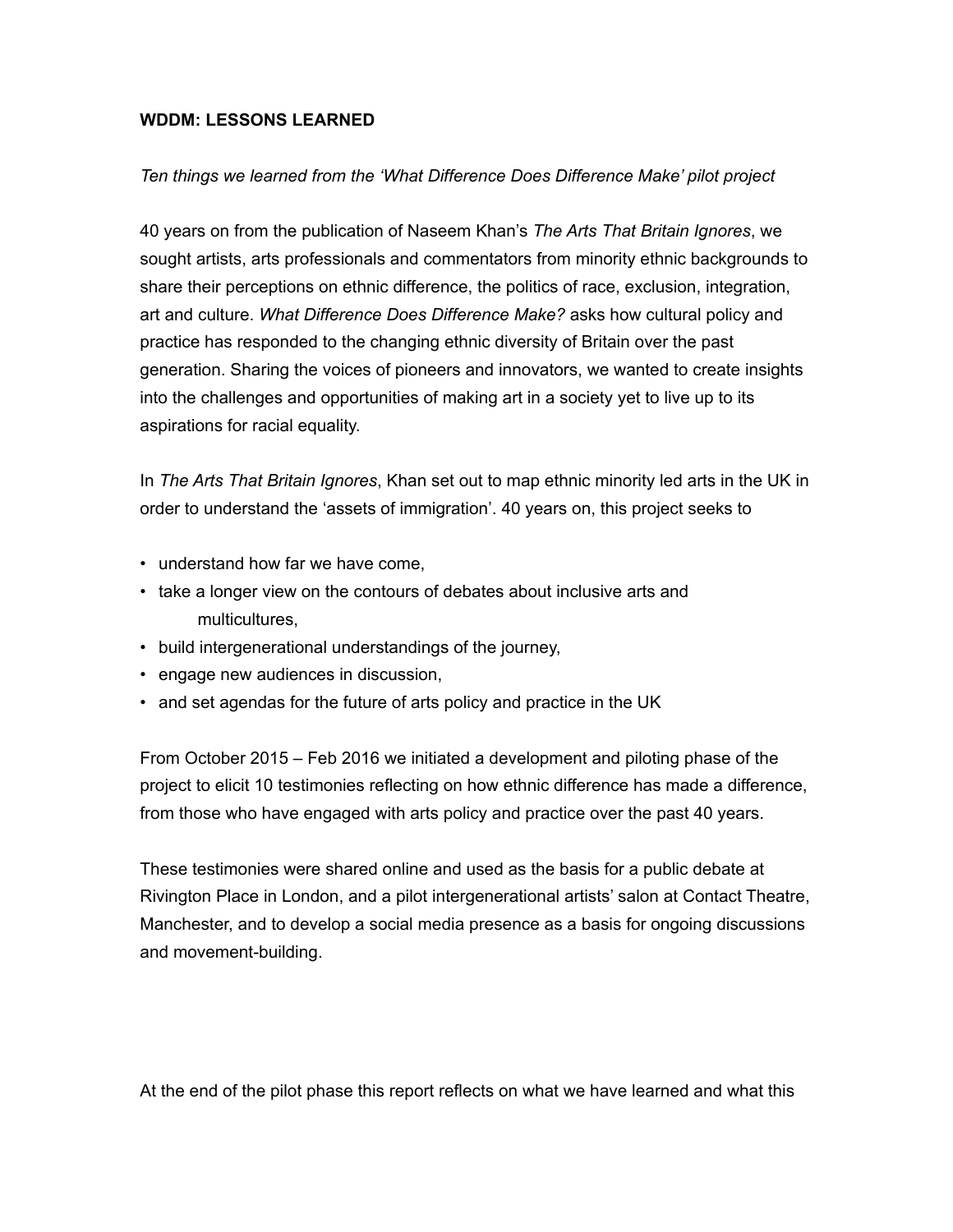**WDDM: LESSONS LEARNED**

*Ten things we learned from the 'What Difference Does Difference Make' pilot project*

40 years on from the publication of Naseem Khan's *The Arts That Britain Ignores*, we sought artists, arts professionals and commentators from minority ethnic backgrounds to share their perceptions on ethnic difference, the politics of race, exclusion, integration, art and culture. *What Difference Does Difference Make?* asks how cultural policy and practice has responded to the changing ethnic diversity of Britain over the past generation. Sharing the voices of pioneers and innovators, we wanted to create insights into the challenges and opportunities of making art in a society yet to live up to its aspirations for racial equality.

In *The Arts That Britain Ignores*, Khan set out to map ethnic minority led arts in the UK in order to understand the 'assets of immigration'. 40 years on, this project seeks to

- understand how far we have come,
- take a longer view on the contours of debates about inclusive arts and multicultures,
- build intergenerational understandings of the journey,
- engage new audiences in discussion,
- and set agendas for the future of arts policy and practice in the UK

From October 2015 – Feb 2016 we initiated a development and piloting phase of the project to elicit 10 testimonies reflecting on how ethnic difference has made a difference, from those who have engaged with arts policy and practice over the past 40 years.

These testimonies were shared online and used as the basis for a public debate at Rivington Place in London, and a pilot intergenerational artists' salon at Contact Theatre, Manchester, and to develop a social media presence as a basis for ongoing discussions and movement-building.

At the end of the pilot phase this report reflects on what we have learned and what this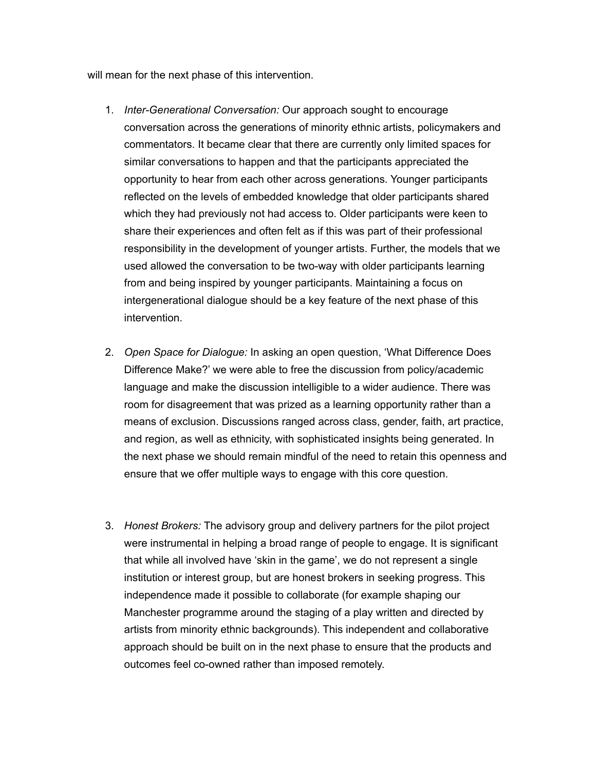will mean for the next phase of this intervention.

1. *Inter-Generational Conversation:* Our approach sought to encourage conversation across the generations of minority ethnic artists, policymakers and commentators. It became clear that there are currently only limited spaces for similar conversations to happen and that the participants appreciated the opportunity to hear from each other across generations. Younger participants reflected on the levels of embedded knowledge that older participants shared which they had previously not had access to. Older participants were keen to share their experiences and often felt as if this was part of their professional responsibility in the development of younger artists. Further, the models that we used allowed the conversation to be two-way with older participants learning from and being inspired by younger participants. Maintaining a focus on intergenerational dialogue should be a key feature of the next phase of this intervention.

2. *Open Space for Dialogue:* In asking an open question, 'What Difference Does Difference Make?' we were able to free the discussion from policy/academic language and make the discussion intelligible to a wider audience. There was room for disagreement that was prized as a learning opportunity rather than a means of exclusion. Discussions ranged across class, gender, faith, art practice, and region, as well as ethnicity, with sophisticated insights being generated. In the next phase we should remain mindful of the need to retain this openness and ensure that we offer multiple ways to engage with this core question.

3. *Honest Brokers:* The advisory group and delivery partners for the pilot project were instrumental in helping a broad range of people to engage. It is significant that while all involved have 'skin in the game', we do not represent a single institution or interest group, but are honest brokers in seeking progress. This independence made it possible to collaborate (for example shaping our Manchester programme around the staging of a play written and directed by artists from minority ethnic backgrounds). This independent and collaborative approach should be built on in the next phase to ensure that the products and outcomes feel co-owned rather than imposed remotely.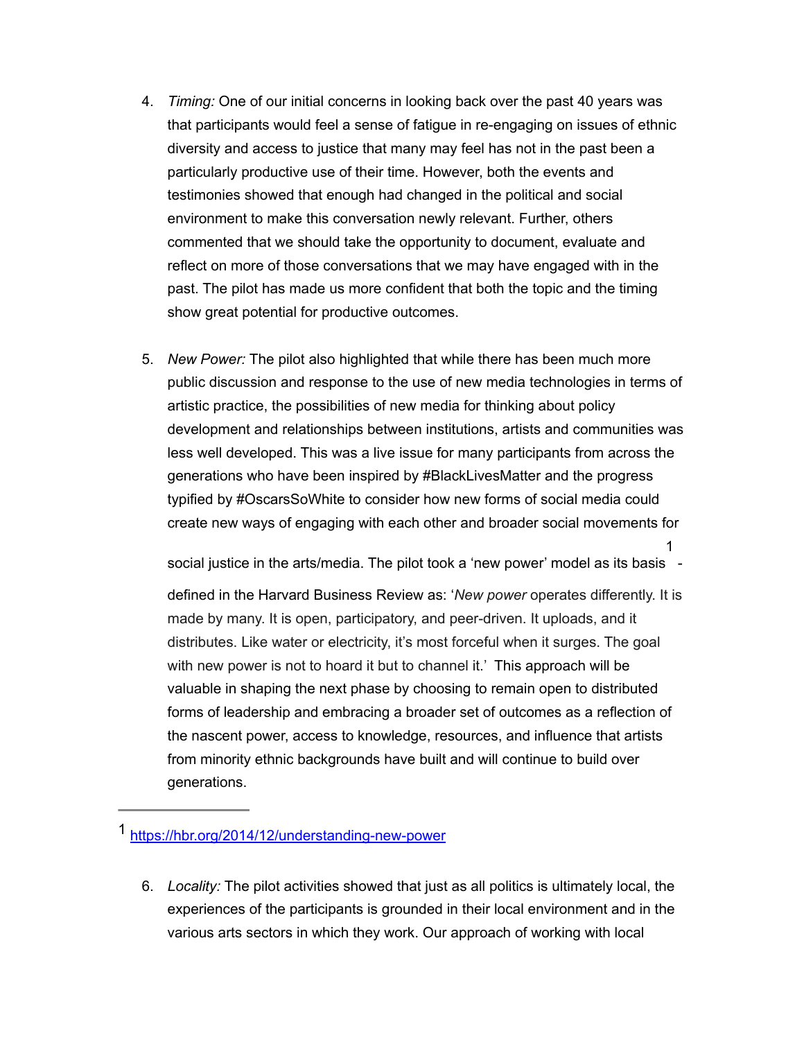4. *Timing:* One of our initial concerns in looking back over the past 40 years was that participants would feel a sense of fatigue in re-engaging on issues of ethnic diversity and access to justice that many may feel has not in the past been a particularly productive use of their time. However, both the events and testimonies showed that enough had changed in the political and social environment to make this conversation newly relevant. Further, others commented that we should take the opportunity to document, evaluate and reflect on more of those conversations that we may have engaged with in the past. The pilot has made us more confident that both the topic and the timing show great potential for productive outcomes.

5. *New Power:* The pilot also highlighted that while there has been much more public discussion and response to the use of new media technologies in terms of artistic practice, the possibilities of new media for thinking about policy development and relationships between institutions, artists and communities was less well developed. This was a live issue for many participants from across the generations who have been inspired by #BlackLivesMatter and the progress typified by #OscarsSoWhite to consider how new forms of social media could create new ways of engaging with each other and broader social movements for social justice in the arts/media. The pilot took a 'new power' model as its basis[1] - defined in the Harvard Business Review as: '*New power* operates differently. It is made by many. It is open, participatory, and peer-driven. It uploads, and it distributes. Like water or electricity, it's most forceful when it surges. The goal with new power is not to hoard it but to channel it.' This approach will be valuable in shaping the next phase by choosing to remain open to distributed forms of leadership and embracing a broader set of outcomes as a reflection of the nascent power, access to knowledge, resources, and influence that artists from minority ethnic backgrounds have built and will continue to build over generations.

---

[1] https://hbr.org/2014/12/understanding-new-power

6. *Locality:* The pilot activities showed that just as all politics is ultimately local, the experiences of the participants is grounded in their local environment and in the various arts sectors in which they work. Our approach of working with local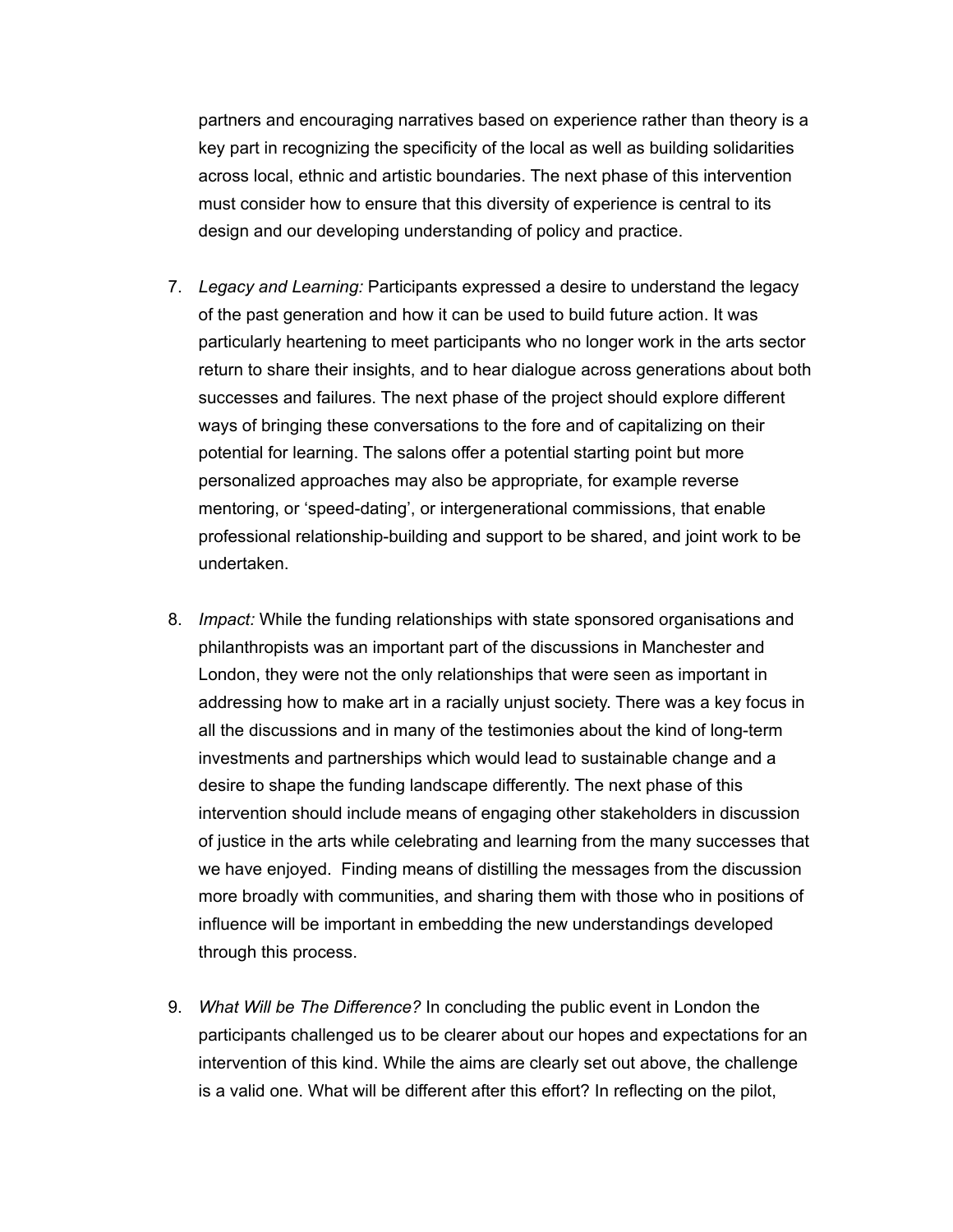partners and encouraging narratives based on experience rather than theory is a key part in recognizing the specificity of the local as well as building solidarities across local, ethnic and artistic boundaries. The next phase of this intervention must consider how to ensure that this diversity of experience is central to its design and our developing understanding of policy and practice.

7. *Legacy and Learning:* Participants expressed a desire to understand the legacy of the past generation and how it can be used to build future action. It was particularly heartening to meet participants who no longer work in the arts sector return to share their insights, and to hear dialogue across generations about both successes and failures. The next phase of the project should explore different ways of bringing these conversations to the fore and of capitalizing on their potential for learning. The salons offer a potential starting point but more personalized approaches may also be appropriate, for example reverse mentoring, or 'speed-dating', or intergenerational commissions, that enable professional relationship-building and support to be shared, and joint work to be undertaken.

8. *Impact:* While the funding relationships with state sponsored organisations and philanthropists was an important part of the discussions in Manchester and London, they were not the only relationships that were seen as important in addressing how to make art in a racially unjust society. There was a key focus in all the discussions and in many of the testimonies about the kind of long-term investments and partnerships which would lead to sustainable change and a desire to shape the funding landscape differently. The next phase of this intervention should include means of engaging other stakeholders in discussion of justice in the arts while celebrating and learning from the many successes that we have enjoyed.  Finding means of distilling the messages from the discussion more broadly with communities, and sharing them with those who in positions of influence will be important in embedding the new understandings developed through this process.

9. *What Will be The Difference?* In concluding the public event in London the participants challenged us to be clearer about our hopes and expectations for an intervention of this kind. While the aims are clearly set out above, the challenge is a valid one. What will be different after this effort? In reflecting on the pilot,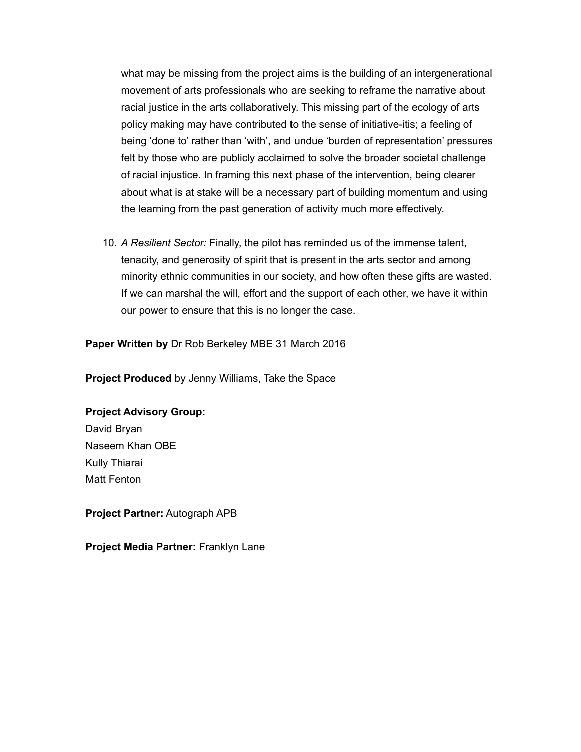what may be missing from the project aims is the building of an intergenerational movement of arts professionals who are seeking to reframe the narrative about racial justice in the arts collaboratively. This missing part of the ecology of arts policy making may have contributed to the sense of initiative-itis; a feeling of being 'done to' rather than 'with', and undue 'burden of representation' pressures felt by those who are publicly acclaimed to solve the broader societal challenge of racial injustice. In framing this next phase of the intervention, being clearer about what is at stake will be a necessary part of building momentum and using the learning from the past generation of activity much more effectively.

10. *A Resilient Sector:* Finally, the pilot has reminded us of the immense talent, tenacity, and generosity of spirit that is present in the arts sector and among minority ethnic communities in our society, and how often these gifts are wasted. If we can marshal the will, effort and the support of each other, we have it within our power to ensure that this is no longer the case.

**Paper Written by** Dr Rob Berkeley MBE 31 March 2016

**Project Produced** by Jenny Williams, Take the Space

**Project Advisory Group:**
David Bryan
Naseem Khan OBE
Kully Thiarai
Matt Fenton

**Project Partner:** Autograph APB

**Project Media Partner:** Franklyn Lane